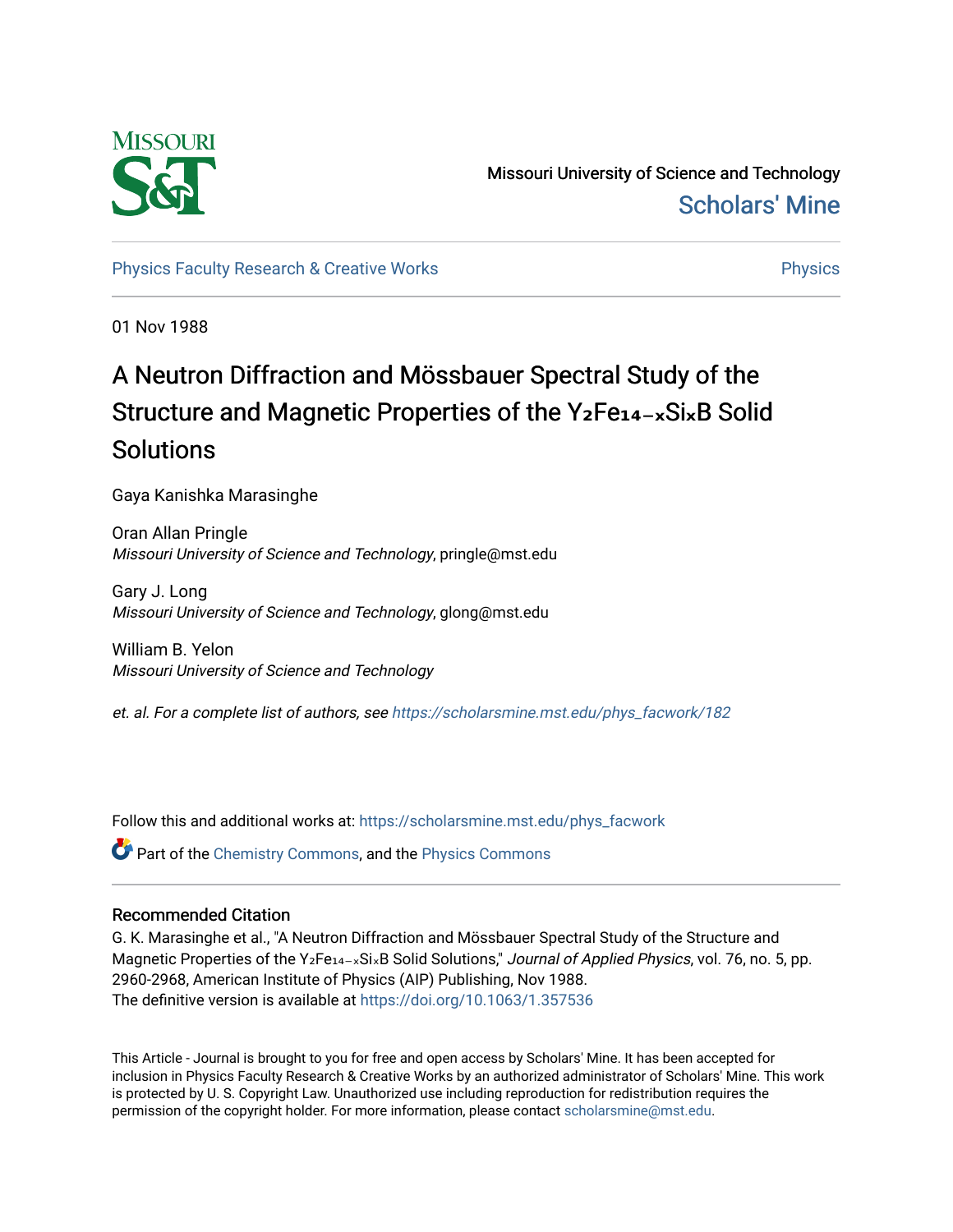Missouri University of Science and Technology

Scholars' Mine

Physics Faculty Research & Creative Works

Physics

01 Nov 1988

# A Neutron Diffraction and Mössbauer Spectral Study of the Structure and Magnetic Properties of the $Y_2Fe_{14-x}Si_xB$ Solid Solutions

Gaya Kanishka Marasinghe

Oran Allan Pringle
*Missouri University of Science and Technology*, pringle@mst.edu

Gary J. Long
*Missouri University of Science and Technology*, glong@mst.edu

William B. Yelon
*Missouri University of Science and Technology*

*et. al. For a complete list of authors, see https://scholarsmine.mst.edu/phys_facwork/182*

Follow this and additional works at: https://scholarsmine.mst.edu/phys_facwork

Part of the Chemistry Commons, and the Physics Commons

## Recommended Citation

G. K. Marasinghe et al., "A Neutron Diffraction and Mössbauer Spectral Study of the Structure and Magnetic Properties of the $Y_2Fe_{14-x}Si_xB$ Solid Solutions," *Journal of Applied Physics*, vol. 76, no. 5, pp. 2960-2968, American Institute of Physics (AIP) Publishing, Nov 1988.

The definitive version is available at https://doi.org/10.1063/1.357536

This Article - Journal is brought to you for free and open access by Scholars' Mine. It has been accepted for inclusion in Physics Faculty Research & Creative Works by an authorized administrator of Scholars' Mine. This work is protected by U. S. Copyright Law. Unauthorized use including reproduction for redistribution requires the permission of the copyright holder. For more information, please contact scholarsmine@mst.edu.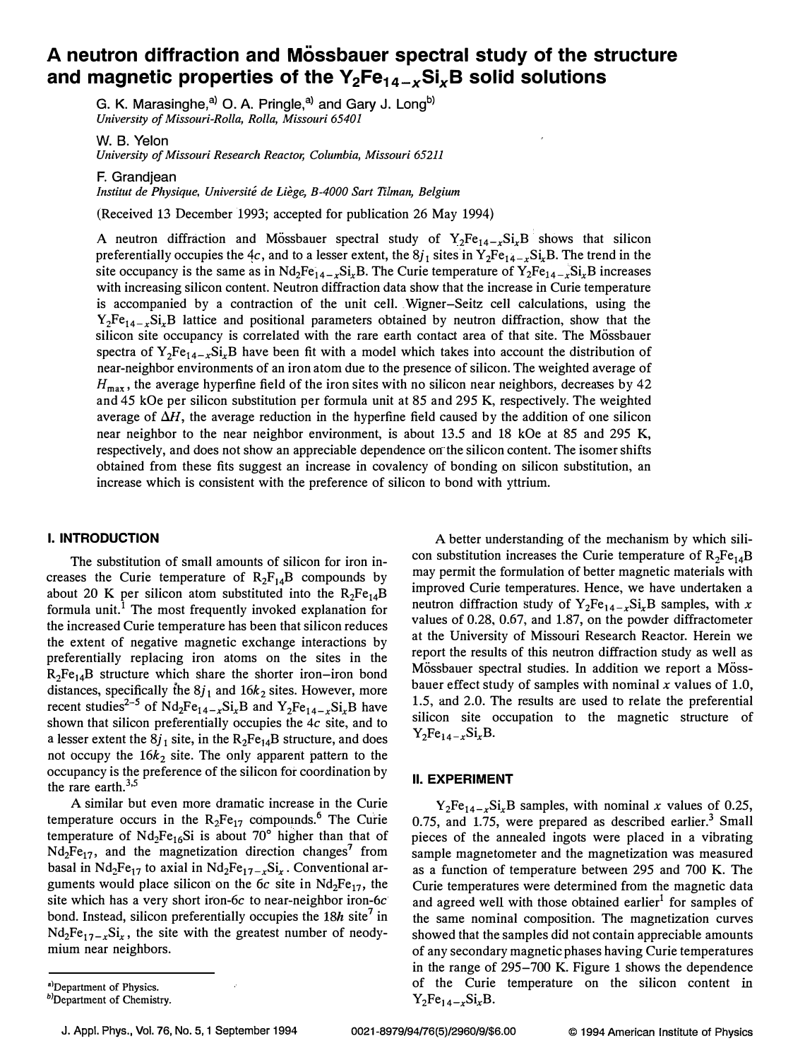# A neutron diffraction and Mössbauer spectral study of the structure and magnetic properties of the $Y_2Fe_{14-x}Si_xB$ solid solutions

G. K. Marasinghe,[a] O. A. Pringle,[a] and Gary J. Long[b]
*University of Missouri-Rolla, Rolla, Missouri 65401*

W. B. Yelon
*University of Missouri Research Reactor, Columbia, Missouri 65211*

F. Grandjean
*Institut de Physique, Université de Liège, B-4000 Sart Tilman, Belgium*

(Received 13 December 1993; accepted for publication 26 May 1994)

A neutron diffraction and Mössbauer spectral study of $Y_2Fe_{14-x}Si_xB$ shows that silicon preferentially occupies the $4c$, and to a lesser extent, the $8j_1$ sites in $Y_2Fe_{14-x}Si_xB$. The trend in the site occupancy is the same as in $Nd_2Fe_{14-x}Si_xB$. The Curie temperature of $Y_2Fe_{14-x}Si_xB$ increases with increasing silicon content. Neutron diffraction data show that the increase in Curie temperature is accompanied by a contraction of the unit cell. Wigner–Seitz cell calculations, using the $Y_2Fe_{14-x}Si_xB$ lattice and positional parameters obtained by neutron diffraction, show that the silicon site occupancy is correlated with the rare earth contact area of that site. The Mössbauer spectra of $Y_2Fe_{14-x}Si_xB$ have been fit with a model which takes into account the distribution of near-neighbor environments of an iron atom due to the presence of silicon. The weighted average of $H_{max}$, the average hyperfine field of the iron sites with no silicon near neighbors, decreases by 42 and 45 kOe per silicon substitution per formula unit at 85 and 295 K, respectively. The weighted average of $\Delta H$, the average reduction in the hyperfine field caused by the addition of one silicon near neighbor to the near neighbor environment, is about 13.5 and 18 kOe at 85 and 295 K, respectively, and does not show an appreciable dependence on the silicon content. The isomer shifts obtained from these fits suggest an increase in covalency of bonding on silicon substitution, an increase which is consistent with the preference of silicon to bond with yttrium.

## I. INTRODUCTION

The substitution of small amounts of silicon for iron increases the Curie temperature of $R_2F_{14}B$ compounds by about 20 K per silicon atom substituted into the $R_2Fe_{14}B$ formula unit.[1] The most frequently invoked explanation for the increased Curie temperature has been that silicon reduces the extent of negative magnetic exchange interactions by preferentially replacing iron atoms on the sites in the $R_2Fe_{14}B$ structure which share the shorter iron–iron bond distances, specifically the $8j_1$ and $16k_2$ sites. However, more recent studies[2–5] of $Nd_2Fe_{14-x}Si_xB$ and $Y_2Fe_{14-x}Si_xB$ have shown that silicon preferentially occupies the $4c$ site, and to a lesser extent the $8j_1$ site, in the $R_2Fe_{14}B$ structure, and does not occupy the $16k_2$ site. The only apparent pattern to the occupancy is the preference of the silicon for coordination by the rare earth.[3,5]

A similar but even more dramatic increase in the Curie temperature occurs in the $R_2Fe_{17}$ compounds.[6] The Curie temperature of $Nd_2Fe_{16}Si$ is about 70° higher than that of $Nd_2Fe_{17}$, and the magnetization direction changes[7] from basal in $Nd_2Fe_{17}$ to axial in $Nd_2Fe_{17-x}Si_x$. Conventional arguments would place silicon on the $6c$ site in $Nd_2Fe_{17}$, the site which has a very short iron-$6c$ to near-neighbor iron-$6c$ bond. Instead, silicon preferentially occupies the $18h$ site[7] in $Nd_2Fe_{17-x}Si_x$, the site with the greatest number of neodymium near neighbors.

A better understanding of the mechanism by which silicon substitution increases the Curie temperature of $R_2Fe_{14}B$ may permit the formulation of better magnetic materials with improved Curie temperatures. Hence, we have undertaken a neutron diffraction study of $Y_2Fe_{14-x}Si_xB$ samples, with $x$ values of 0.28, 0.67, and 1.87, on the powder diffractometer at the University of Missouri Research Reactor. Herein we report the results of this neutron diffraction study as well as Mössbauer spectral studies. In addition we report a Mössbauer effect study of samples with nominal $x$ values of 1.0, 1.5, and 2.0. The results are used to relate the preferential silicon site occupation to the magnetic structure of $Y_2Fe_{14-x}Si_xB$.

## II. EXPERIMENT

$Y_2Fe_{14-x}Si_xB$ samples, with nominal $x$ values of 0.25, 0.75, and 1.75, were prepared as described earlier.[3] Small pieces of the annealed ingots were placed in a vibrating sample magnetometer and the magnetization was measured as a function of temperature between 295 and 700 K. The Curie temperatures were determined from the magnetic data and agreed well with those obtained earlier[1] for samples of the same nominal composition. The magnetization curves showed that the samples did not contain appreciable amounts of any secondary magnetic phases having Curie temperatures in the range of 295–700 K. Figure 1 shows the dependence of the Curie temperature on the silicon content in $Y_2Fe_{14-x}Si_xB$.

[a]Department of Physics.
[b]Department of Chemistry.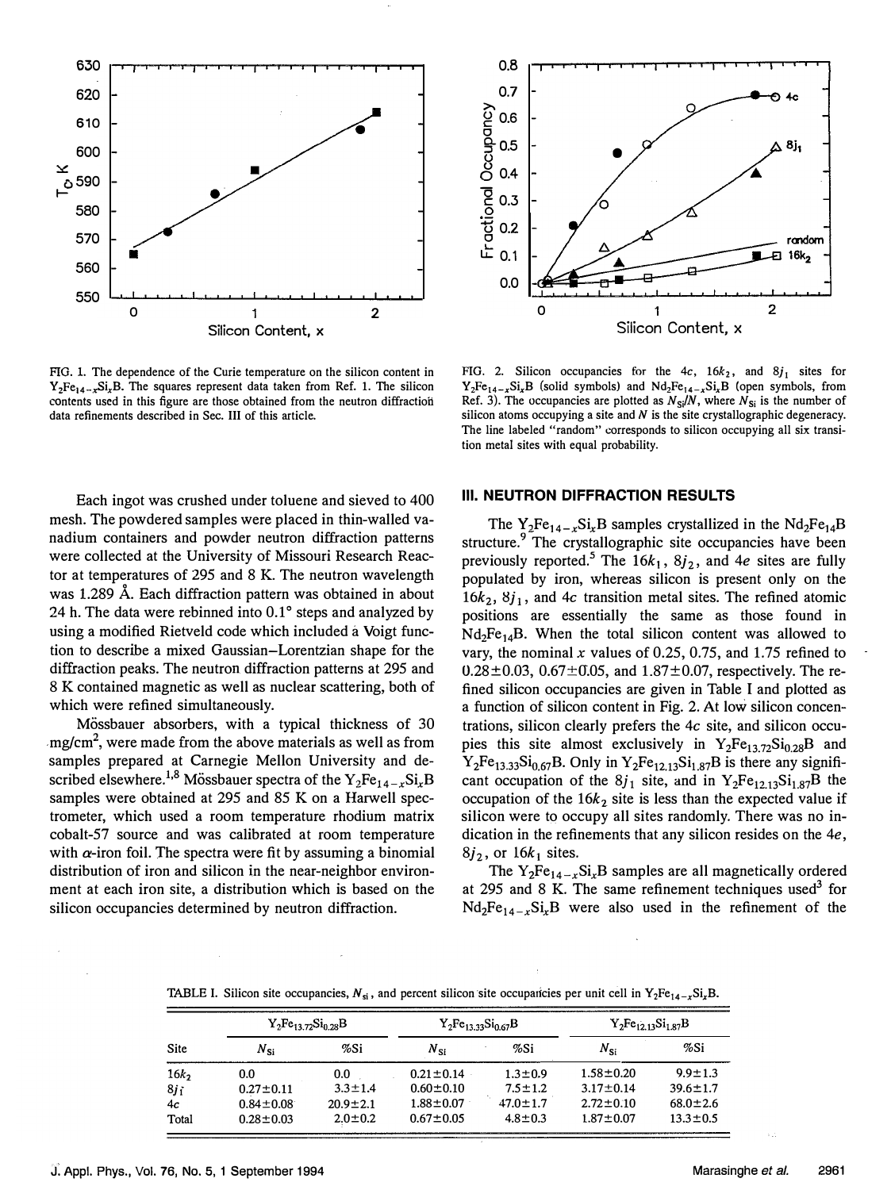FIG. 1. The dependence of the Curie temperature on the silicon content in $Y_2Fe_{14-x}Si_xB$. The squares represent data taken from Ref. 1. The silicon contents used in this figure are those obtained from the neutron diffraction data refinements described in Sec. III of this article.

FIG. 2. Silicon occupancies for the 4$c$, 16$k_2$, and 8$j_1$ sites for $Y_2Fe_{14-x}Si_xB$ (solid symbols) and $Nd_2Fe_{14-x}Si_xB$ (open symbols, from Ref. 3). The occupancies are plotted as $N_{Si}/N$, where $N_{Si}$ is the number of silicon atoms occupying a site and $N$ is the site crystallographic degeneracy. The line labeled "random" corresponds to silicon occupying all six transition metal sites with equal probability.

Each ingot was crushed under toluene and sieved to 400 mesh. The powdered samples were placed in thin-walled vanadium containers and powder neutron diffraction patterns were collected at the University of Missouri Research Reactor at temperatures of 295 and 8 K. The neutron wavelength was 1.289 Å. Each diffraction pattern was obtained in about 24 h. The data were rebinned into 0.1° steps and analyzed by using a modified Rietveld code which included a Voigt function to describe a mixed Gaussian–Lorentzian shape for the diffraction peaks. The neutron diffraction patterns at 295 and 8 K contained magnetic as well as nuclear scattering, both of which were refined simultaneously.

Mössbauer absorbers, with a typical thickness of 30 mg/cm$^2$, were made from the above materials as well as from samples prepared at Carnegie Mellon University and described elsewhere.[1,8] Mössbauer spectra of the $Y_2Fe_{14-x}Si_xB$ samples were obtained at 295 and 85 K on a Harwell spectrometer, which used a room temperature rhodium matrix cobalt-57 source and was calibrated at room temperature with $\alpha$-iron foil. The spectra were fit by assuming a binomial distribution of iron and silicon in the near-neighbor environment at each iron site, a distribution which is based on the silicon occupancies determined by neutron diffraction.

## III. NEUTRON DIFFRACTION RESULTS

The $Y_2Fe_{14-x}Si_xB$ samples crystallized in the $Nd_2Fe_{14}B$ structure.[9] The crystallographic site occupancies have been previously reported.[5] The 16$k_1$, 8$j_2$, and 4$e$ sites are fully populated by iron, whereas silicon is present only on the 16$k_2$, 8$j_1$, and 4$c$ transition metal sites. The refined atomic positions are essentially the same as those found in $Nd_2Fe_{14}B$. When the total silicon content was allowed to vary, the nominal $x$ values of 0.25, 0.75, and 1.75 refined to 0.28±0.03, 0.67±0.05, and 1.87±0.07, respectively. The refined silicon occupancies are given in Table I and plotted as a function of silicon content in Fig. 2. At low silicon concentrations, silicon clearly prefers the 4$c$ site, and silicon occupies this site almost exclusively in $Y_2Fe_{13.72}Si_{0.28}B$ and $Y_2Fe_{13.33}Si_{0.67}B$. Only in $Y_2Fe_{12.13}Si_{1.87}B$ is there any significant occupation of the 8$j_1$ site, and in $Y_2Fe_{12.13}Si_{1.87}B$ the occupation of the 16$k_2$ site is less than the expected value if silicon were to occupy all sites randomly. There was no indication in the refinements that any silicon resides on the 4$e$, 8$j_2$, or 16$k_1$ sites.

The $Y_2Fe_{14-x}Si_xB$ samples are all magnetically ordered at 295 and 8 K. The same refinement techniques used[3] for $Nd_2Fe_{14-x}Si_xB$ were also used in the refinement of the

TABLE I. Silicon site occupancies, $N_{Si}$, and percent silicon site occupancies per unit cell in $Y_2Fe_{14-x}Si_xB$.

| | $Y_2Fe_{13.72}Si_{0.28}B$ | | $Y_2Fe_{13.33}Si_{0.67}B$ | | $Y_2Fe_{12.13}Si_{1.87}B$ | |
|---|---|---|---|---|---|---|
| Site | $N_{Si}$ | %Si | $N_{Si}$ | %Si | $N_{Si}$ | %Si |
| 16$k_2$ | 0.0 | 0.0 | 0.21±0.14 | 1.3±0.9 | 1.58±0.20 | 9.9±1.3 |
| 8$j_1$ | 0.27±0.11 | 3.3±1.4 | 0.60±0.10 | 7.5±1.2 | 3.17±0.14 | 39.6±1.7 |
| 4$c$ | 0.84±0.08 | 20.9±2.1 | 1.88±0.07 | 47.0±1.7 | 2.72±0.10 | 68.0±2.6 |
| Total | 0.28±0.03 | 2.0±0.2 | 0.67±0.05 | 4.8±0.3 | 1.87±0.07 | 13.3±0.5 |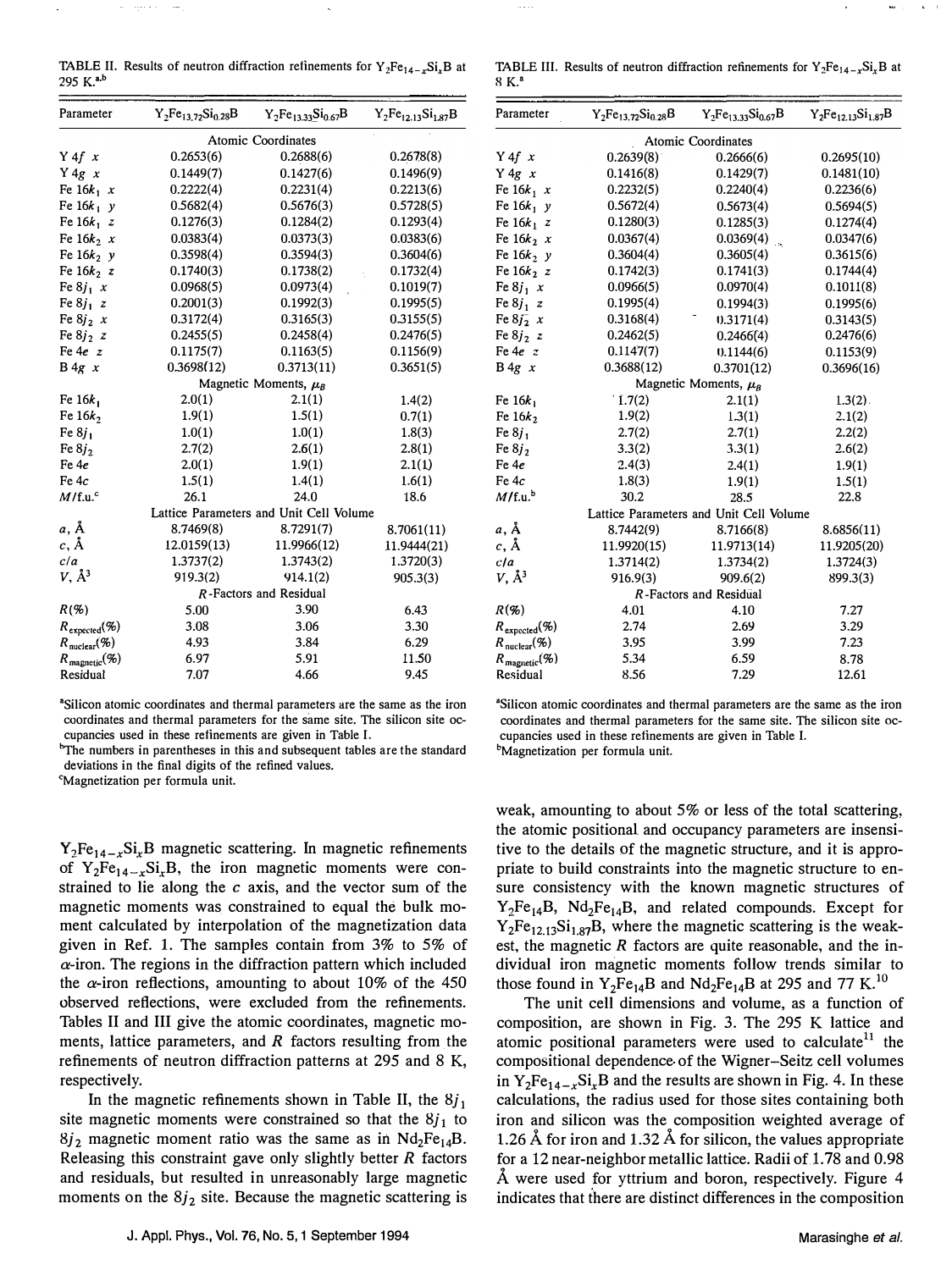TABLE II. Results of neutron diffraction refinements for $Y_2Fe_{14-x}Si_xB$ at 295 K.[a,b]

| Parameter | $Y_2Fe_{13.72}Si_{0.28}B$ | $Y_2Fe_{13.33}Si_{0.67}B$ | $Y_2Fe_{12.13}Si_{1.87}B$ |
|---|---|---|---|
| Atomic Coordinates | | | |
| Y 4$f$ $x$ | 0.2653(6) | 0.2688(6) | 0.2678(8) |
| Y 4$g$ $x$ | 0.1449(7) | 0.1427(6) | 0.1496(9) |
| Fe 16$k_1$ $x$ | 0.2222(4) | 0.2231(4) | 0.2213(6) |
| Fe 16$k_1$ $y$ | 0.5682(4) | 0.5676(3) | 0.5728(5) |
| Fe 16$k_1$ $z$ | 0.1276(3) | 0.1284(2) | 0.1293(4) |
| Fe 16$k_2$ $x$ | 0.0383(4) | 0.0373(3) | 0.0383(6) |
| Fe 16$k_2$ $y$ | 0.3598(4) | 0.3594(3) | 0.3604(6) |
| Fe 16$k_2$ $z$ | 0.1740(3) | 0.1738(2) | 0.1732(4) |
| Fe 8$j_1$ $x$ | 0.0968(5) | 0.0973(4) | 0.1019(7) |
| Fe 8$j_1$ $z$ | 0.2001(3) | 0.1992(3) | 0.1995(5) |
| Fe 8$j_2$ $x$ | 0.3172(4) | 0.3165(3) | 0.3155(5) |
| Fe 8$j_2$ $z$ | 0.2455(5) | 0.2458(4) | 0.2476(5) |
| Fe 4$e$ $z$ | 0.1175(7) | 0.1163(5) | 0.1156(9) |
| B 4$g$ $x$ | 0.3698(12) | 0.3713(11) | 0.3651(5) |
| Magnetic Moments, $\mu_B$ | | | |
| Fe 16$k_1$ | 2.0(1) | 2.1(1) | 1.4(2) |
| Fe 16$k_2$ | 1.9(1) | 1.5(1) | 0.7(1) |
| Fe 8$j_1$ | 1.0(1) | 1.0(1) | 1.8(3) |
| Fe 8$j_2$ | 2.7(2) | 2.6(1) | 2.8(1) |
| Fe 4$e$ | 2.0(1) | 1.9(1) | 2.1(1) |
| Fe 4$c$ | 1.5(1) | 1.4(1) | 1.6(1) |
| $M$/f.u.[c] | 26.1 | 24.0 | 18.6 |
| Lattice Parameters and Unit Cell Volume | | | |
| $a$, Å | 8.7469(8) | 8.7291(7) | 8.7061(11) |
| $c$, Å | 12.0159(13) | 11.9966(12) | 11.9444(21) |
| $c/a$ | 1.3737(2) | 1.3743(2) | 1.3720(3) |
| $V$, Å$^3$ | 919.3(2) | 914.1(2) | 905.3(3) |
| $R$-Factors and Residual | | | |
| $R$(%) | 5.00 | 3.90 | 6.43 |
| $R_{expected}$(%) | 3.08 | 3.06 | 3.30 |
| $R_{nuclear}$(%) | 4.93 | 3.84 | 6.29 |
| $R_{magnetic}$(%) | 6.97 | 5.91 | 11.50 |
| Residual | 7.07 | 4.66 | 9.45 |

[a]Silicon atomic coordinates and thermal parameters are the same as the iron coordinates and thermal parameters for the same site. The silicon site occupancies used in these refinements are given in Table I.
[b]The numbers in parentheses in this and subsequent tables are the standard deviations in the final digits of the refined values.
[c]Magnetization per formula unit.

TABLE III. Results of neutron diffraction refinements for $Y_2Fe_{14-x}Si_xB$ at 8 K.[a]

| Parameter | $Y_2Fe_{13.72}Si_{0.28}B$ | $Y_2Fe_{13.33}Si_{0.67}B$ | $Y_2Fe_{12.13}Si_{1.87}B$ |
|---|---|---|---|
| Atomic Coordinates | | | |
| Y 4$f$ $x$ | 0.2639(8) | 0.2666(6) | 0.2695(10) |
| Y 4$g$ $x$ | 0.1416(8) | 0.1429(7) | 0.1481(10) |
| Fe 16$k_1$ $x$ | 0.2232(5) | 0.2240(4) | 0.2236(6) |
| Fe 16$k_1$ $y$ | 0.5672(4) | 0.5673(4) | 0.5694(5) |
| Fe 16$k_1$ $z$ | 0.1280(3) | 0.1285(3) | 0.1274(4) |
| Fe 16$k_2$ $x$ | 0.0367(4) | 0.0369(4) | 0.0347(6) |
| Fe 16$k_2$ $y$ | 0.3604(4) | 0.3605(4) | 0.3615(6) |
| Fe 16$k_2$ $z$ | 0.1742(3) | 0.1741(3) | 0.1744(4) |
| Fe 8$j_1$ $x$ | 0.0966(5) | 0.0970(4) | 0.1011(8) |
| Fe 8$j_1$ $z$ | 0.1995(4) | 0.1994(3) | 0.1995(6) |
| Fe 8$j_2$ $x$ | 0.3168(4) | 0.3171(4) | 0.3143(5) |
| Fe 8$j_2$ $z$ | 0.2462(5) | 0.2466(4) | 0.2476(6) |
| Fe 4$e$ $z$ | 0.1147(7) | 0.1144(6) | 0.1153(9) |
| B 4$g$ $x$ | 0.3688(12) | 0.3701(12) | 0.3696(16) |
| Magnetic Moments, $\mu_B$ | | | |
| Fe 16$k_1$ | 1.7(2) | 2.1(1) | 1.3(2) |
| Fe 16$k_2$ | 1.9(2) | 1.3(1) | 2.1(2) |
| Fe 8$j_1$ | 2.7(2) | 2.7(1) | 2.2(2) |
| Fe 8$j_2$ | 3.3(2) | 3.3(1) | 2.6(2) |
| Fe 4$e$ | 2.4(3) | 2.4(1) | 1.9(1) |
| Fe 4$c$ | 1.8(3) | 1.9(1) | 1.5(1) |
| $M$/f.u.[b] | 30.2 | 28.5 | 22.8 |
| Lattice Parameters and Unit Cell Volume | | | |
| $a$, Å | 8.7442(9) | 8.7166(8) | 8.6856(11) |
| $c$, Å | 11.9920(15) | 11.9713(14) | 11.9205(20) |
| $c/a$ | 1.3714(2) | 1.3734(2) | 1.3724(3) |
| $V$, Å$^3$ | 916.9(3) | 909.6(2) | 899.3(3) |
| $R$-Factors and Residual | | | |
| $R$(%) | 4.01 | 4.10 | 7.27 |
| $R_{expected}$(%) | 2.74 | 2.69 | 3.29 |
| $R_{nuclear}$(%) | 3.95 | 3.99 | 7.23 |
| $R_{magnetic}$(%) | 5.34 | 6.59 | 8.78 |
| Residual | 8.56 | 7.29 | 12.61 |

[a]Silicon atomic coordinates and thermal parameters are the same as the iron coordinates and thermal parameters for the same site. The silicon site occupancies used in these refinements are given in Table I.
[b]Magnetization per formula unit.

$Y_2Fe_{14-x}Si_xB$ magnetic scattering. In magnetic refinements of $Y_2Fe_{14-x}Si_xB$, the iron magnetic moments were constrained to lie along the $c$ axis, and the vector sum of the magnetic moments was constrained to equal the bulk moment calculated by interpolation of the magnetization data given in Ref. 1. The samples contain from 3% to 5% of $\alpha$-iron. The regions in the diffraction pattern which included the $\alpha$-iron reflections, amounting to about 10% of the 450 observed reflections, were excluded from the refinements. Tables II and III give the atomic coordinates, magnetic moments, lattice parameters, and $R$ factors resulting from the refinements of neutron diffraction patterns at 295 and 8 K, respectively.

In the magnetic refinements shown in Table II, the 8$j_1$ site magnetic moments were constrained so that the 8$j_1$ to 8$j_2$ magnetic moment ratio was the same as in $Nd_2Fe_{14}B$. Releasing this constraint gave only slightly better $R$ factors and residuals, but resulted in unreasonably large magnetic moments on the 8$j_2$ site. Because the magnetic scattering is weak, amounting to about 5% or less of the total scattering, the atomic positional and occupancy parameters are insensitive to the details of the magnetic structure, and it is appropriate to build constraints into the magnetic structure to ensure consistency with the known magnetic structures of $Y_2Fe_{14}B$, $Nd_2Fe_{14}B$, and related compounds. Except for $Y_2Fe_{12.13}Si_{1.87}B$, where the magnetic scattering is the weakest, the magnetic $R$ factors are quite reasonable, and the individual iron magnetic moments follow trends similar to those found in $Y_2Fe_{14}B$ and $Nd_2Fe_{14}B$ at 295 and 77 K.[10]

The unit cell dimensions and volume, as a function of composition, are shown in Fig. 3. The 295 K lattice and atomic positional parameters were used to calculate[11] the compositional dependence of the Wigner–Seitz cell volumes in $Y_2Fe_{14-x}Si_xB$ and the results are shown in Fig. 4. In these calculations, the radius used for those sites containing both iron and silicon was the composition weighted average of 1.26 Å for iron and 1.32 Å for silicon, the values appropriate for a 12 near-neighbor metallic lattice. Radii of 1.78 and 0.98 Å were used for yttrium and boron, respectively. Figure 4 indicates that there are distinct differences in the composition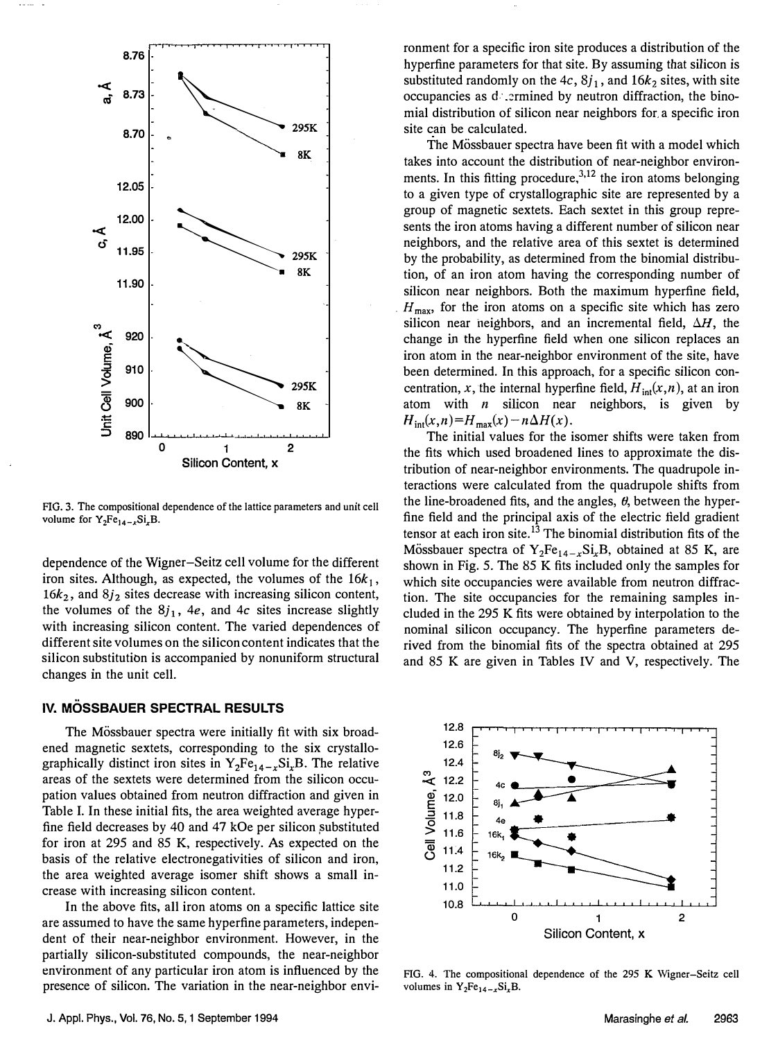FIG. 3. The compositional dependence of the lattice parameters and unit cell volume for $Y_2Fe_{14-x}Si_xB$.

dependence of the Wigner–Seitz cell volume for the different iron sites. Although, as expected, the volumes of the $16k_1$, $16k_2$, and $8j_2$ sites decrease with increasing silicon content, the volumes of the $8j_1$, $4e$, and $4c$ sites increase slightly with increasing silicon content. The varied dependences of different site volumes on the silicon content indicates that the silicon substitution is accompanied by nonuniform structural changes in the unit cell.

## IV. MÖSSBAUER SPECTRAL RESULTS

The Mössbauer spectra were initially fit with six broadened magnetic sextets, corresponding to the six crystallographically distinct iron sites in $Y_2Fe_{14-x}Si_xB$. The relative areas of the sextets were determined from the silicon occupation values obtained from neutron diffraction and given in Table I. In these initial fits, the area weighted average hyperfine field decreases by 40 and 47 kOe per silicon substituted for iron at 295 and 85 K, respectively. As expected on the basis of the relative electronegativities of silicon and iron, the area weighted average isomer shift shows a small increase with increasing silicon content.

In the above fits, all iron atoms on a specific lattice site are assumed to have the same hyperfine parameters, independent of their near-neighbor environment. However, in the partially silicon-substituted compounds, the near-neighbor environment of any particular iron atom is influenced by the presence of silicon. The variation in the near-neighbor environment for a specific iron site produces a distribution of the hyperfine parameters for that site. By assuming that silicon is substituted randomly on the $4c$, $8j_1$, and $16k_2$ sites, with site occupancies as determined by neutron diffraction, the binomial distribution of silicon near neighbors for a specific iron site can be calculated.

The Mössbauer spectra have been fit with a model which takes into account the distribution of near-neighbor environments. In this fitting procedure,[3,12] the iron atoms belonging to a given type of crystallographic site are represented by a group of magnetic sextets. Each sextet in this group represents the iron atoms having a different number of silicon near neighbors, and the relative area of this sextet is determined by the probability, as determined from the binomial distribution, of an iron atom having the corresponding number of silicon near neighbors. Both the maximum hyperfine field, $H_{max}$, for the iron atoms on a specific site which has zero silicon near neighbors, and an incremental field, $\Delta H$, the change in the hyperfine field when one silicon replaces an iron atom in the near-neighbor environment of the site, have been determined. In this approach, for a specific silicon concentration, $x$, the internal hyperfine field, $H_{int}(x,n)$, at an iron atom with $n$ silicon near neighbors, is given by $H_{int}(x,n)=H_{max}(x)-n\Delta H(x)$.

The initial values for the isomer shifts were taken from the fits which used broadened lines to approximate the distribution of near-neighbor environments. The quadrupole interactions were calculated from the quadrupole shifts from the line-broadened fits, and the angles, $\theta$, between the hyperfine field and the principal axis of the electric field gradient tensor at each iron site.[13] The binomial distribution fits of the Mössbauer spectra of $Y_2Fe_{14-x}Si_xB$, obtained at 85 K, are shown in Fig. 5. The 85 K fits included only the samples for which site occupancies were available from neutron diffraction. The site occupancies for the remaining samples included in the 295 K fits were obtained by interpolation to the nominal silicon occupancy. The hyperfine parameters derived from the binomial fits of the spectra obtained at 295 and 85 K are given in Tables IV and V, respectively. The

FIG. 4. The compositional dependence of the 295 K Wigner–Seitz cell volumes in $Y_2Fe_{14-x}Si_xB$.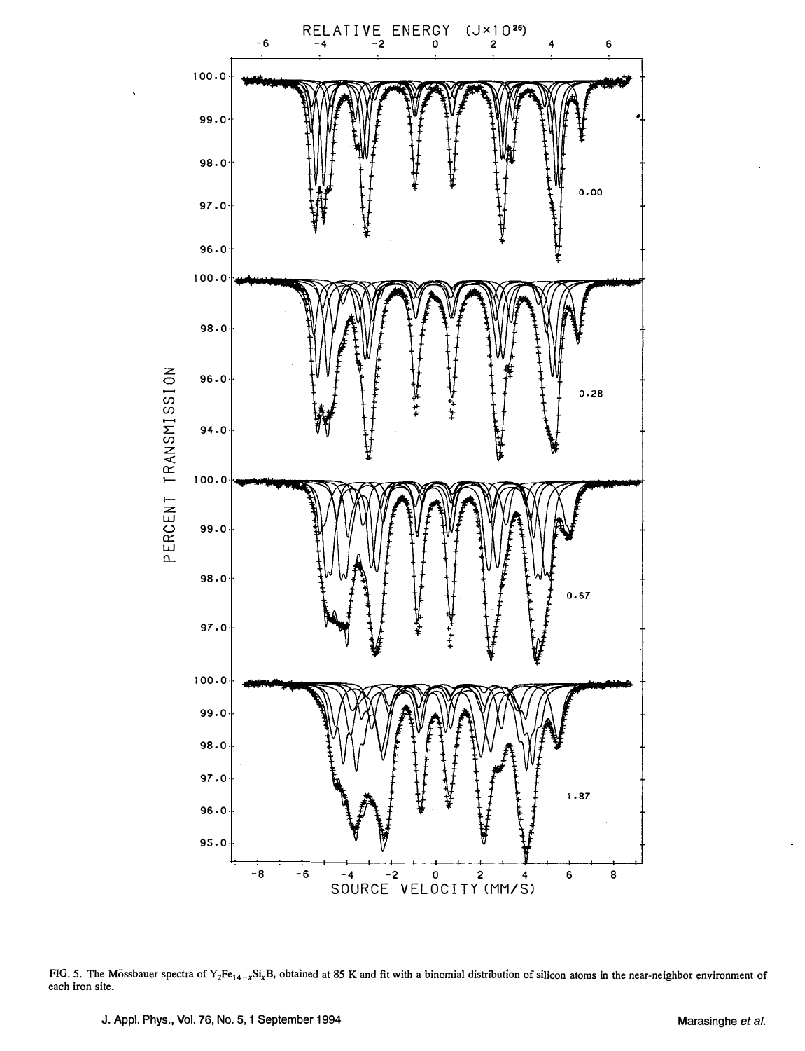FIG. 5. The Mössbauer spectra of $Y_2Fe_{14-x}Si_xB$, obtained at 85 K and fit with a binomial distribution of silicon atoms in the near-neighbor environment of each iron site.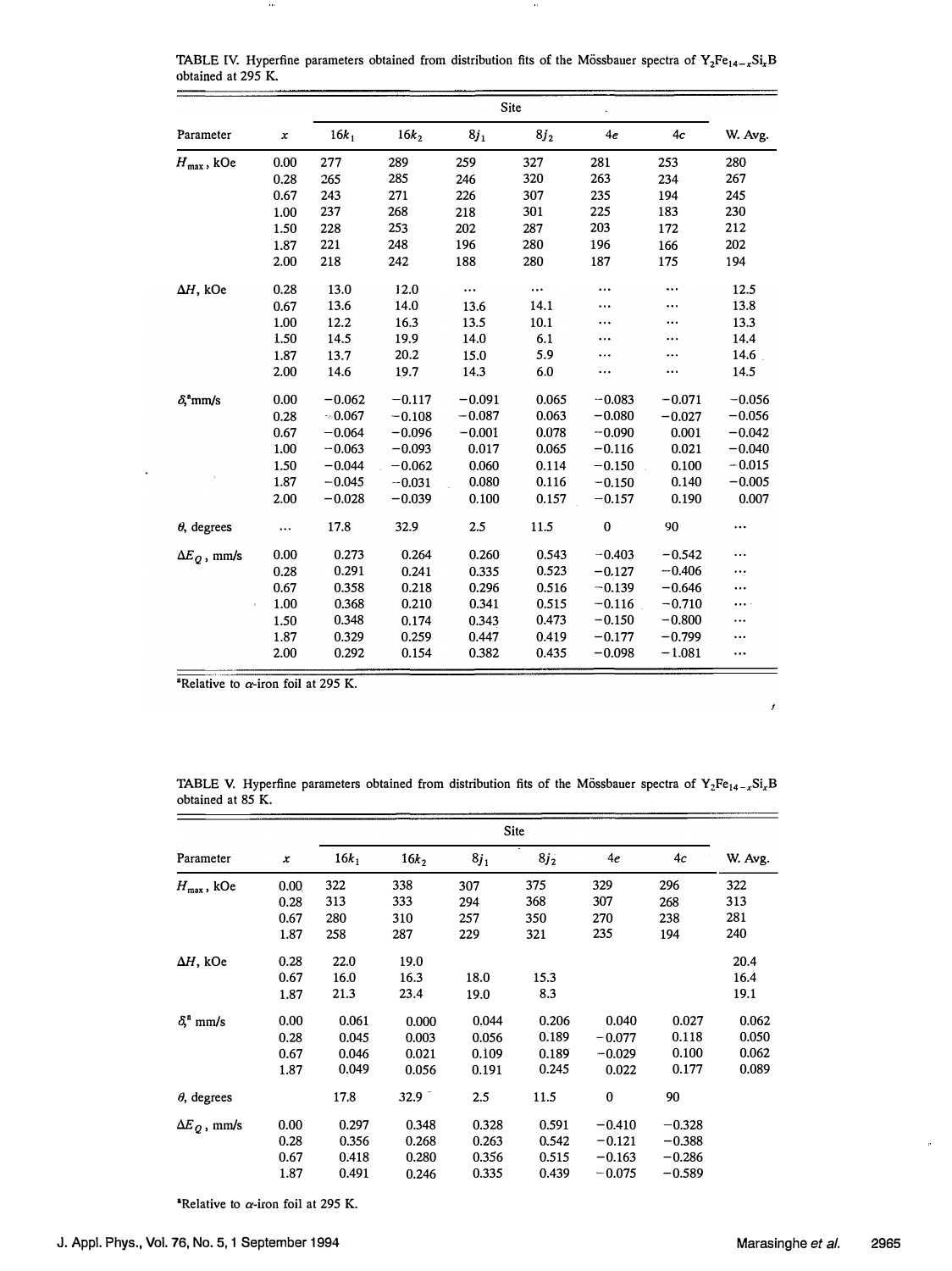TABLE IV. Hyperfine parameters obtained from distribution fits of the Mössbauer spectra of $Y_2Fe_{14-x}Si_xB$ obtained at 295 K.

| Parameter | $x$ | Site | | | | | | W. Avg. |
|---|---|---|---|---|---|---|---|---|
| | | $16k_1$ | $16k_2$ | $8j_1$ | $8j_2$ | $4e$ | $4c$ | |
| $H_{max}$, kOe | 0.00 | 277 | 289 | 259 | 327 | 281 | 253 | 280 |
| | 0.28 | 265 | 285 | 246 | 320 | 263 | 234 | 267 |
| | 0.67 | 243 | 271 | 226 | 307 | 235 | 194 | 245 |
| | 1.00 | 237 | 268 | 218 | 301 | 225 | 183 | 230 |
| | 1.50 | 228 | 253 | 202 | 287 | 203 | 172 | 212 |
| | 1.87 | 221 | 248 | 196 | 280 | 196 | 166 | 202 |
| | 2.00 | 218 | 242 | 188 | 280 | 187 | 175 | 194 |
| $\Delta H$, kOe | 0.28 | 13.0 | 12.0 | ... | ... | ... | ... | 12.5 |
| | 0.67 | 13.6 | 14.0 | 13.6 | 14.1 | ... | ... | 13.8 |
| | 1.00 | 12.2 | 16.3 | 13.5 | 10.1 | ... | ... | 13.3 |
| | 1.50 | 14.5 | 19.9 | 14.0 | 6.1 | ... | ... | 14.4 |
| | 1.87 | 13.7 | 20.2 | 15.0 | 5.9 | ... | ... | 14.6 |
| | 2.00 | 14.6 | 19.7 | 14.3 | 6.0 | ... | ... | 14.5 |
| $\delta$,[a] mm/s | 0.00 | −0.062 | −0.117 | −0.091 | 0.065 | −0.083 | −0.071 | −0.056 |
| | 0.28 | −0.067 | −0.108 | −0.087 | 0.063 | −0.080 | −0.027 | −0.056 |
| | 0.67 | −0.064 | −0.096 | −0.001 | 0.078 | −0.090 | 0.001 | −0.042 |
| | 1.00 | −0.063 | −0.093 | 0.017 | 0.065 | −0.116 | 0.021 | −0.040 |
| | 1.50 | −0.044 | −0.062 | 0.060 | 0.114 | −0.150 | 0.100 | −0.015 |
| | 1.87 | −0.045 | −0.031 | 0.080 | 0.116 | −0.150 | 0.140 | −0.005 |
| | 2.00 | −0.028 | −0.039 | 0.100 | 0.157 | −0.157 | 0.190 | 0.007 |
| $\theta$, degrees | ... | 17.8 | 32.9 | 2.5 | 11.5 | 0 | 90 | ... |
| $\Delta E_Q$, mm/s | 0.00 | 0.273 | 0.264 | 0.260 | 0.543 | −0.403 | −0.542 | ... |
| | 0.28 | 0.291 | 0.241 | 0.335 | 0.523 | −0.127 | −0.406 | ... |
| | 0.67 | 0.358 | 0.218 | 0.296 | 0.516 | −0.139 | −0.646 | ... |
| | 1.00 | 0.368 | 0.210 | 0.341 | 0.515 | −0.116 | −0.710 | ... |
| | 1.50 | 0.348 | 0.174 | 0.343 | 0.473 | −0.150 | −0.800 | ... |
| | 1.87 | 0.329 | 0.259 | 0.447 | 0.419 | −0.177 | −0.799 | ... |
| | 2.00 | 0.292 | 0.154 | 0.382 | 0.435 | −0.098 | −1.081 | ... |

[a]Relative to $\alpha$-iron foil at 295 K.

TABLE V. Hyperfine parameters obtained from distribution fits of the Mössbauer spectra of $Y_2Fe_{14-x}Si_xB$ obtained at 85 K.

| Parameter | $x$ | Site | | | | | | W. Avg. |
|---|---|---|---|---|---|---|---|---|
| | | $16k_1$ | $16k_2$ | $8j_1$ | $8j_2$ | $4e$ | $4c$ | |
| $H_{max}$, kOe | 0.00 | 322 | 338 | 307 | 375 | 329 | 296 | 322 |
| | 0.28 | 313 | 333 | 294 | 368 | 307 | 268 | 313 |
| | 0.67 | 280 | 310 | 257 | 350 | 270 | 238 | 281 |
| | 1.87 | 258 | 287 | 229 | 321 | 235 | 194 | 240 |
| $\Delta H$, kOe | 0.28 | 22.0 | 19.0 | | | | | 20.4 |
| | 0.67 | 16.0 | 16.3 | 18.0 | 15.3 | | | 16.4 |
| | 1.87 | 21.3 | 23.4 | 19.0 | 8.3 | | | 19.1 |
| $\delta$,[a] mm/s | 0.00 | 0.061 | 0.000 | 0.044 | 0.206 | 0.040 | 0.027 | 0.062 |
| | 0.28 | 0.045 | 0.003 | 0.056 | 0.189 | −0.077 | 0.118 | 0.050 |
| | 0.67 | 0.046 | 0.021 | 0.109 | 0.189 | −0.029 | 0.100 | 0.062 |
| | 1.87 | 0.049 | 0.056 | 0.191 | 0.245 | 0.022 | 0.177 | 0.089 |
| $\theta$, degrees | | 17.8 | 32.9 | 2.5 | 11.5 | 0 | 90 | |
| $\Delta E_Q$, mm/s | 0.00 | 0.297 | 0.348 | 0.328 | 0.591 | −0.410 | −0.328 | |
| | 0.28 | 0.356 | 0.268 | 0.263 | 0.542 | −0.121 | −0.388 | |
| | 0.67 | 0.418 | 0.280 | 0.356 | 0.515 | −0.163 | −0.286 | |
| | 1.87 | 0.491 | 0.246 | 0.335 | 0.439 | −0.075 | −0.589 | |

[a]Relative to $\alpha$-iron foil at 295 K.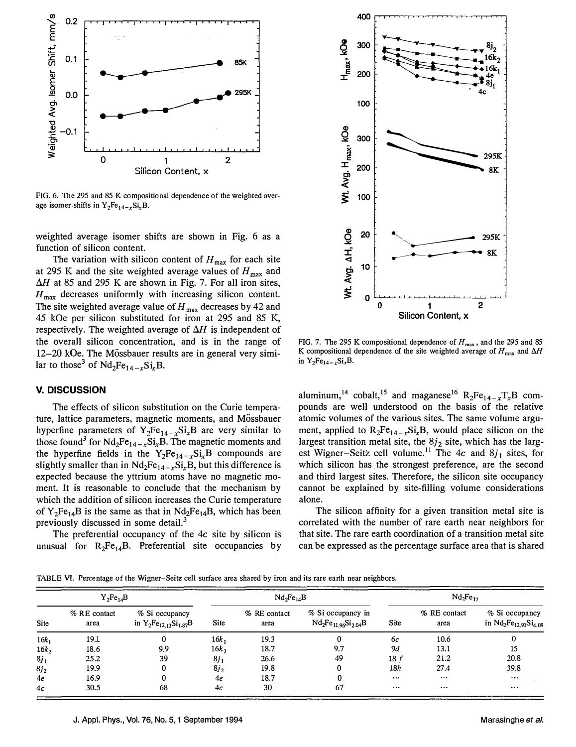FIG. 6. The 295 and 85 K compositional dependence of the weighted average isomer shifts in $Y_2Fe_{14-x}Si_xB$.

weighted average isomer shifts are shown in Fig. 6 as a function of silicon content.

The variation with silicon content of $H_{max}$ for each site at 295 K and the site weighted average values of $H_{max}$ and $\Delta H$ at 85 and 295 K are shown in Fig. 7. For all iron sites, $H_{max}$ decreases uniformly with increasing silicon content. The site weighted average value of $H_{max}$ decreases by 42 and 45 kOe per silicon substituted for iron at 295 and 85 K, respectively. The weighted average of $\Delta H$ is independent of the overall silicon concentration, and is in the range of 12–20 kOe. The Mössbauer results are in general very similar to those[3] of $Nd_2Fe_{14-x}Si_xB$.

FIG. 7. The 295 K compositional dependence of $H_{max}$, and the 295 and 85 K compositional dependence of the site weighted average of $H_{max}$ and $\Delta H$ in $Y_2Fe_{14-x}Si_xB$.

## V. DISCUSSION

The effects of silicon substitution on the Curie temperature, lattice parameters, magnetic moments, and Mössbauer hyperfine parameters of $Y_2Fe_{14-x}Si_xB$ are very similar to those found[3] for $Nd_2Fe_{14-x}Si_xB$. The magnetic moments and the hyperfine fields in the $Y_2Fe_{14-x}Si_xB$ compounds are slightly smaller than in $Nd_2Fe_{14-x}Si_xB$, but this difference is expected because the yttrium atoms have no magnetic moment. It is reasonable to conclude that the mechanism by which the addition of silicon increases the Curie temperature of $Y_2Fe_{14}B$ is the same as that in $Nd_2Fe_{14}B$, which has been previously discussed in some detail.[3]

The preferential occupancy of the 4*c* site by silicon is unusual for $R_2Fe_{14}B$. Preferential site occupancies by aluminum,[14] cobalt,[15] and maganese[16] $R_2Fe_{14-x}T_xB$ compounds are well understood on the basis of the relative atomic volumes of the various sites. The same volume argument, applied to $R_2Fe_{14-x}Si_xB$, would place silicon on the largest transition metal site, the $8j_2$ site, which has the largest Wigner–Seitz cell volume.[11] The 4*c* and $8j_1$ sites, for which silicon has the strongest preference, are the second and third largest sites. Therefore, the silicon site occupancy cannot be explained by site-filling volume considerations alone.

The silicon affinity for a given transition metal site is correlated with the number of rare earth near neighbors for that site. The rare earth coordination of a transition metal site can be expressed as the percentage surface area that is shared

TABLE VI. Percentage of the Wigner–Seitz cell surface area shared by iron and its rare earth near neighbors.

| $Y_2Fe_{14}B$ | | | $Nd_2Fe_{14}B$ | | | $Nd_2Fe_{17}$ | | |
|---|---|---|---|---|---|---|---|---|
| Site | % RE contact area | % Si occupancy in $Y_2Fe_{12.13}Si_{1.87}B$ | Site | % RE contact area | % Si occupancy in $Nd_2Fe_{11.96}Si_{2.04}B$ | Site | % RE contact area | % Si occupancy in $Nd_2Fe_{12.91}Si_{4.09}$ |
| $16k_1$ | 19.1 | 0 | $16k_1$ | 19.3 | 0 | 6*c* | 10.6 | 0 |
| $16k_2$ | 18.6 | 9.9 | $16k_2$ | 18.7 | 9.7 | 9*d* | 13.1 | 15 |
| $8j_1$ | 25.2 | 39 | $8j_1$ | 26.6 | 49 | 18 *f* | 21.2 | 20.8 |
| $8j_2$ | 19.9 | 0 | $8j_2$ | 19.8 | 0 | 18*h* | 27.4 | 39.8 |
| 4*e* | 16.9 | 0 | 4*e* | 18.7 | 0 | ... | ... | ... |
| 4*c* | 30.5 | 68 | 4*c* | 30 | 67 | ... | ... | ... |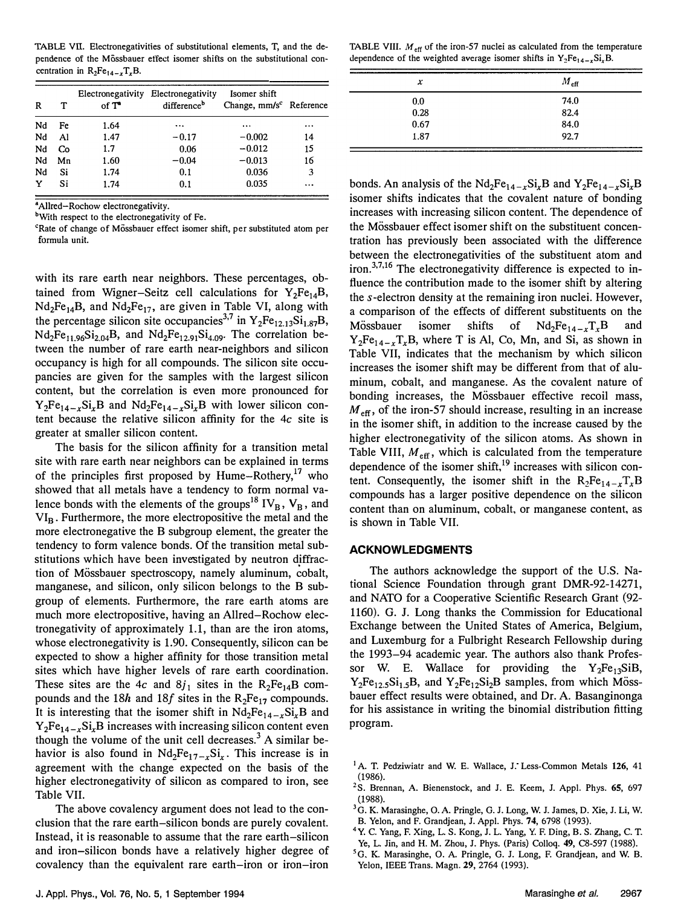TABLE VII. Electronegativities of substitutional elements, T, and the dependence of the Mössbauer effect isomer shifts on the substitutional concentration in $R_2Fe_{14-x}T_xB$.

| R | T | Electronegativity of T[a] | Electronegativity difference[b] | Isomer shift Change, mm/s[c] | Reference |
|---|---|---|---|---|---|
| Nd | Fe | 1.64 | ... | ... | ... |
| Nd | Al | 1.47 | −0.17 | −0.002 | 14 |
| Nd | Co | 1.7 | 0.06 | −0.012 | 15 |
| Nd | Mn | 1.60 | −0.04 | −0.013 | 16 |
| Nd | Si | 1.74 | 0.1 | 0.036 | 3 |
| Y | Si | 1.74 | 0.1 | 0.035 | ... |

[a]Allred–Rochow electronegativity.
[b]With respect to the electronegativity of Fe.
[c]Rate of change of Mössbauer effect isomer shift, per substituted atom per formula unit.

with its rare earth near neighbors. These percentages, obtained from Wigner–Seitz cell calculations for $Y_2Fe_{14}B$, $Nd_2Fe_{14}B$, and $Nd_2Fe_{17}$, are given in Table VI, along with the percentage silicon site occupancies[3,7] in $Y_2Fe_{12.13}Si_{1.87}B$, $Nd_2Fe_{11.96}Si_{2.04}B$, and $Nd_2Fe_{12.91}Si_{4.09}$. The correlation between the number of rare earth near-neighbors and silicon occupancy is high for all compounds. The silicon site occupancies are given for the samples with the largest silicon content, but the correlation is even more pronounced for $Y_2Fe_{14-x}Si_xB$ and $Nd_2Fe_{14-x}Si_xB$ with lower silicon content because the relative silicon affinity for the 4$c$ site is greater at smaller silicon content.

The basis for the silicon affinity for a transition metal site with rare earth near neighbors can be explained in terms of the principles first proposed by Hume–Rothery,[17] who showed that all metals have a tendency to form normal valence bonds with the elements of the groups[18] $IV_B$, $V_B$, and $VI_B$. Furthermore, the more electropositive the metal and the more electronegative the B subgroup element, the greater the tendency to form valence bonds. Of the transition metal substitutions which have been investigated by neutron diffraction of Mössbauer spectroscopy, namely aluminum, cobalt, manganese, and silicon, only silicon belongs to the B subgroup of elements. Furthermore, the rare earth atoms are much more electropositive, having an Allred–Rochow electronegativity of approximately 1.1, than are the iron atoms, whose electronegativity is 1.90. Consequently, silicon can be expected to show a higher affinity for those transition metal sites which have higher levels of rare earth coordination. These sites are the 4$c$ and 8$j_1$ sites in the $R_2Fe_{14}B$ compounds and the 18$h$ and 18$f$ sites in the $R_2Fe_{17}$ compounds. It is interesting that the isomer shift in $Nd_2Fe_{14-x}Si_xB$ and $Y_2Fe_{14-x}Si_xB$ increases with increasing silicon content even though the volume of the unit cell decreases.[3] A similar behavior is also found in $Nd_2Fe_{17-x}Si_x$. This increase is in agreement with the change expected on the basis of the higher electronegativity of silicon as compared to iron, see Table VII.

The above covalency argument does not lead to the conclusion that the rare earth–silicon bonds are purely covalent. Instead, it is reasonable to assume that the rare earth–silicon and iron–silicon bonds have a relatively higher degree of covalency than the equivalent rare earth–iron or iron–iron bonds. An analysis of the $Nd_2Fe_{14-x}Si_xB$ and $Y_2Fe_{14-x}Si_xB$ isomer shifts indicates that the covalent nature of bonding increases with increasing silicon content. The dependence of the Mössbauer effect isomer shift on the substituent concentration has previously been associated with the difference between the electronegativities of the substituent atom and iron.[3,7,16] The electronegativity difference is expected to influence the contribution made to the isomer shift by altering the $s$-electron density at the remaining iron nuclei. However, a comparison of the effects of different substituents on the Mössbauer isomer shifts of $Nd_2Fe_{14-x}T_xB$ and $Y_2Fe_{14-x}T_xB$, where T is Al, Co, Mn, and Si, as shown in Table VII, indicates that the mechanism by which silicon increases the isomer shift may be different from that of aluminum, cobalt, and manganese. As the covalent nature of bonding increases, the Mössbauer effective recoil mass, $M_{eff}$, of the iron-57 should increase, resulting in an increase in the isomer shift, in addition to the increase caused by the higher electronegativity of the silicon atoms. As shown in Table VIII, $M_{eff}$, which is calculated from the temperature dependence of the isomer shift,[19] increases with silicon content. Consequently, the isomer shift in the $R_2Fe_{14-x}T_xB$ compounds has a larger positive dependence on the silicon content than on aluminum, cobalt, or manganese content, as is shown in Table VII.

TABLE VIII. $M_{eff}$ of the iron-57 nuclei as calculated from the temperature dependence of the weighted average isomer shifts in $Y_2Fe_{14-x}Si_xB$.

| $x$ | $M_{eff}$ |
|---|---|
| 0.0 | 74.0 |
| 0.28 | 82.4 |
| 0.67 | 84.0 |
| 1.87 | 92.7 |

## ACKNOWLEDGMENTS

The authors acknowledge the support of the U.S. National Science Foundation through grant DMR-92-14271, and NATO for a Cooperative Scientific Research Grant (92-1160). G. J. Long thanks the Commission for Educational Exchange between the United States of America, Belgium, and Luxemburg for a Fulbright Research Fellowship during the 1993–94 academic year. The authors also thank Professor W. E. Wallace for providing the $Y_2Fe_{13}SiB$, $Y_2Fe_{12.5}Si_{1.5}B$, and $Y_2Fe_{12}Si_2B$ samples, from which Mössbauer effect results were obtained, and Dr. A. Basanginonga for his assistance in writing the binomial distribution fitting program.

[1] A. T. Pedziwiatr and W. E. Wallace, J. Less-Common Metals 126, 41 (1986).
[2] S. Brennan, A. Bienenstock, and J. E. Keem, J. Appl. Phys. 65, 697 (1988).
[3] G. K. Marasinghe, O. A. Pringle, G. J. Long, W. J. James, D. Xie, J. Li, W. B. Yelon, and F. Grandjean, J. Appl. Phys. 74, 6798 (1993).
[4] Y. C. Yang, F. Xing, L. S. Kong, J. L. Yang, Y. F. Ding, B. S. Zhang, C. T. Ye, L. Jin, and H. M. Zhou, J. Phys. (Paris) Colloq. 49, C8-597 (1988).
[5] G. K. Marasinghe, O. A. Pringle, G. J. Long, F. Grandjean, and W. B. Yelon, IEEE Trans. Magn. 29, 2764 (1993).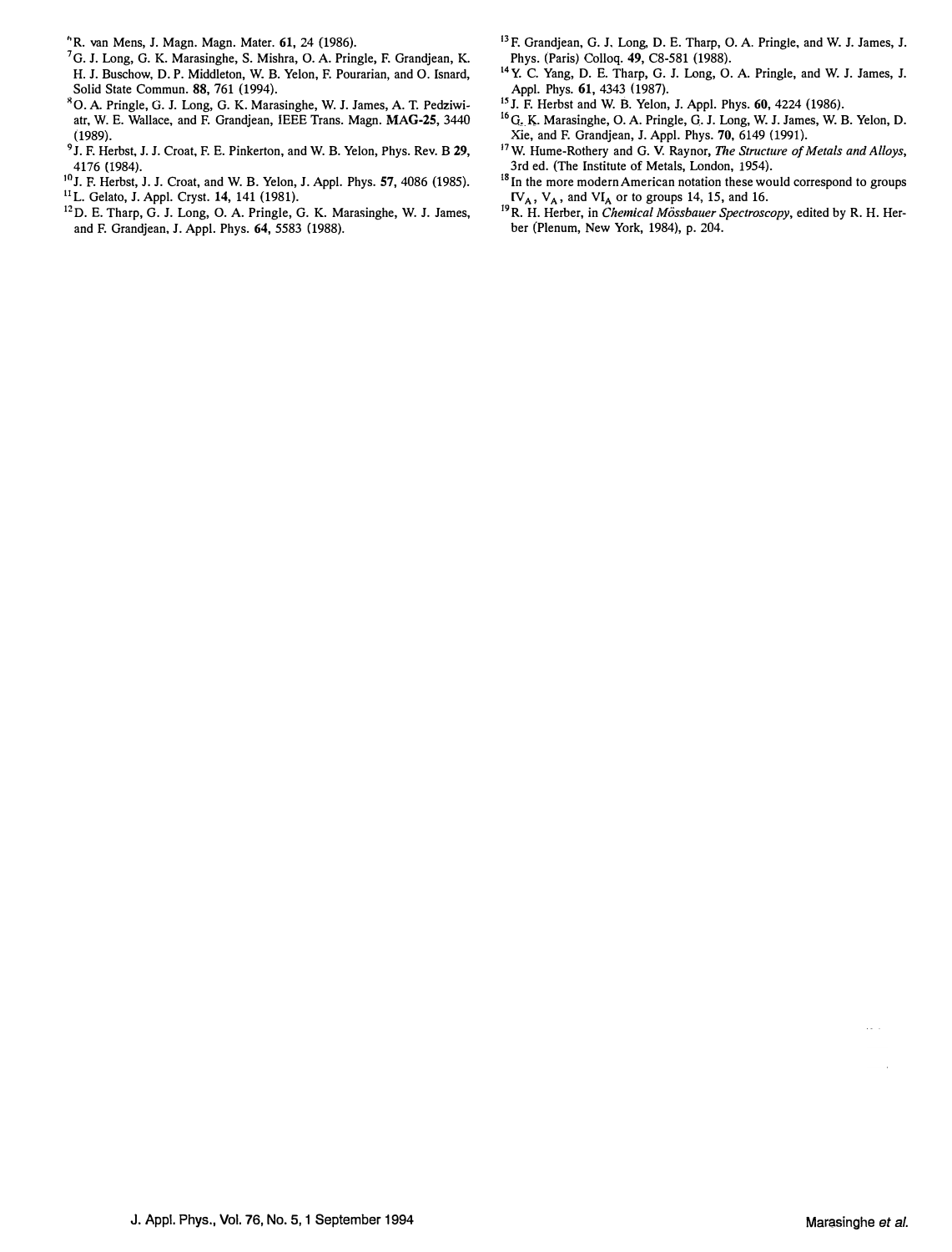[6] R. van Mens, J. Magn. Magn. Mater. **61**, 24 (1986).

[7] G. J. Long, G. K. Marasinghe, S. Mishra, O. A. Pringle, F. Grandjean, K. H. J. Buschow, D. P. Middleton, W. B. Yelon, F. Pourarian, and O. Isnard, Solid State Commun. **88**, 761 (1994).

[8] O. A. Pringle, G. J. Long, G. K. Marasinghe, W. J. James, A. T. Pedziwiatr, W. E. Wallace, and F. Grandjean, IEEE Trans. Magn. **MAG-25**, 3440 (1989).

[9] J. F. Herbst, J. J. Croat, F. E. Pinkerton, and W. B. Yelon, Phys. Rev. B **29**, 4176 (1984).

[10] J. F. Herbst, J. J. Croat, and W. B. Yelon, J. Appl. Phys. **57**, 4086 (1985).

[11] L. Gelato, J. Appl. Cryst. **14**, 141 (1981).

[12] D. E. Tharp, G. J. Long, O. A. Pringle, G. K. Marasinghe, W. J. James, and F. Grandjean, J. Appl. Phys. **64**, 5583 (1988).

[13] F. Grandjean, G. J. Long, D. E. Tharp, O. A. Pringle, and W. J. James, J. Phys. (Paris) Colloq. **49**, C8-581 (1988).

[14] Y. C. Yang, D. E. Tharp, G. J. Long, O. A. Pringle, and W. J. James, J. Appl. Phys. **61**, 4343 (1987).

[15] J. F. Herbst and W. B. Yelon, J. Appl. Phys. **60**, 4224 (1986).

[16] G. K. Marasinghe, O. A. Pringle, G. J. Long, W. J. James, W. B. Yelon, D. Xie, and F. Grandjean, J. Appl. Phys. **70**, 6149 (1991).

[17] W. Hume-Rothery and G. V. Raynor, *The Structure of Metals and Alloys*, 3rd ed. (The Institute of Metals, London, 1954).

[18] In the more modern American notation these would correspond to groups $IV_A$, $V_A$, and $VI_A$ or to groups 14, 15, and 16.

[19] R. H. Herber, in *Chemical Mössbauer Spectroscopy*, edited by R. H. Herber (Plenum, New York, 1984), p. 204.